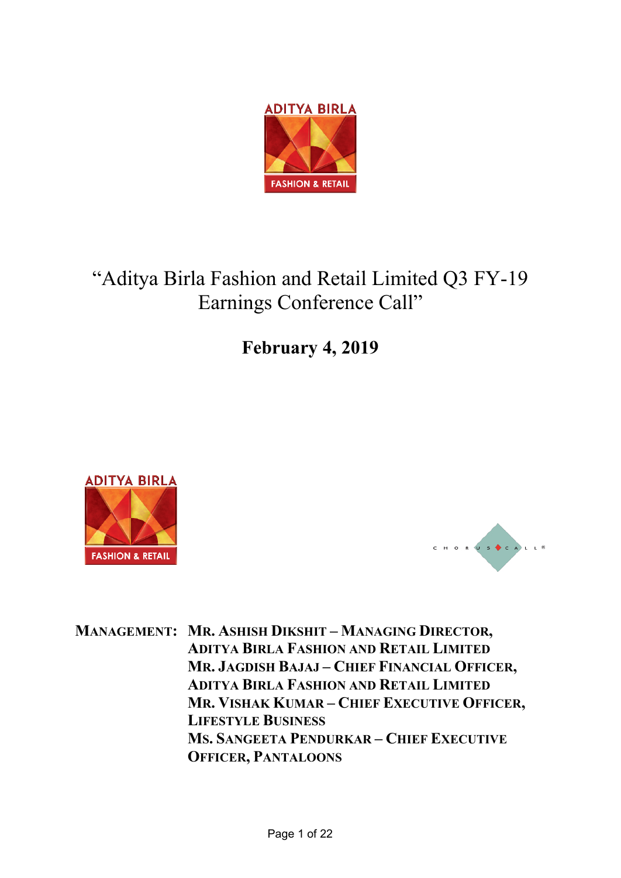# "Aditya Birla Fashion and Retail Limited Q3 FY-19 Earnings Conference Call"

## February 4, 2019

**MANAGEMENT:** **MR. ASHISH DIKSHIT – MANAGING DIRECTOR, ADITYA BIRLA FASHION AND RETAIL LIMITED**
**MR. JAGDISH BAJAJ – CHIEF FINANCIAL OFFICER, ADITYA BIRLA FASHION AND RETAIL LIMITED**
**MR. VISHAK KUMAR – CHIEF EXECUTIVE OFFICER, LIFESTYLE BUSINESS**
**MS. SANGEETA PENDURKAR – CHIEF EXECUTIVE OFFICER, PANTALOONS**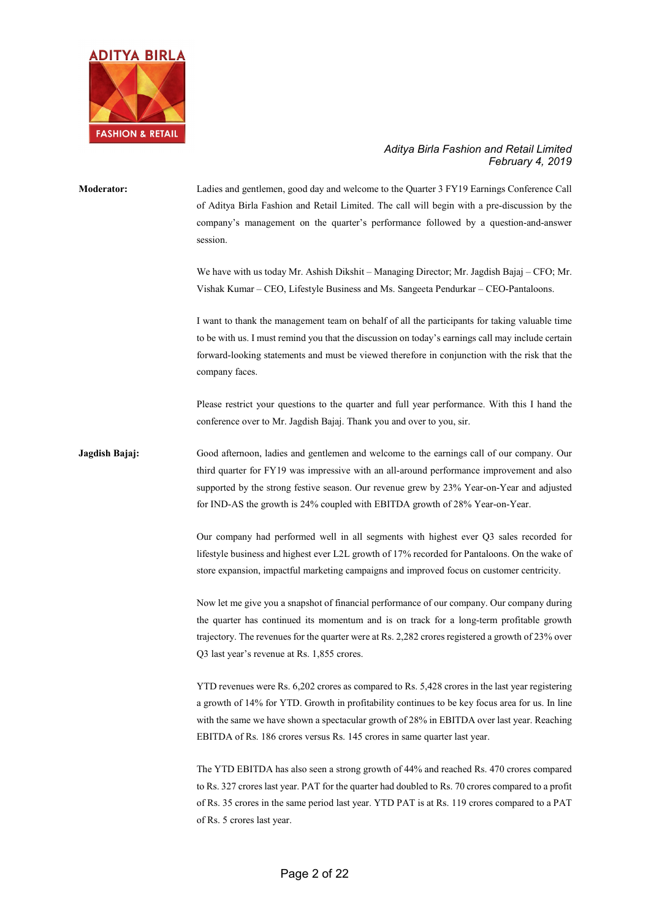**Moderator:** Ladies and gentlemen, good day and welcome to the Quarter 3 FY19 Earnings Conference Call of Aditya Birla Fashion and Retail Limited. The call will begin with a pre-discussion by the company's management on the quarter's performance followed by a question-and-answer session.

We have with us today Mr. Ashish Dikshit – Managing Director; Mr. Jagdish Bajaj – CFO; Mr. Vishak Kumar – CEO, Lifestyle Business and Ms. Sangeeta Pendurkar – CEO-Pantaloons.

I want to thank the management team on behalf of all the participants for taking valuable time to be with us. I must remind you that the discussion on today's earnings call may include certain forward-looking statements and must be viewed therefore in conjunction with the risk that the company faces.

Please restrict your questions to the quarter and full year performance. With this I hand the conference over to Mr. Jagdish Bajaj. Thank you and over to you, sir.

**Jagdish Bajaj:** Good afternoon, ladies and gentlemen and welcome to the earnings call of our company. Our third quarter for FY19 was impressive with an all-around performance improvement and also supported by the strong festive season. Our revenue grew by 23% Year-on-Year and adjusted for IND-AS the growth is 24% coupled with EBITDA growth of 28% Year-on-Year.

Our company had performed well in all segments with highest ever Q3 sales recorded for lifestyle business and highest ever L2L growth of 17% recorded for Pantaloons. On the wake of store expansion, impactful marketing campaigns and improved focus on customer centricity.

Now let me give you a snapshot of financial performance of our company. Our company during the quarter has continued its momentum and is on track for a long-term profitable growth trajectory. The revenues for the quarter were at Rs. 2,282 crores registered a growth of 23% over Q3 last year's revenue at Rs. 1,855 crores.

YTD revenues were Rs. 6,202 crores as compared to Rs. 5,428 crores in the last year registering a growth of 14% for YTD. Growth in profitability continues to be key focus area for us. In line with the same we have shown a spectacular growth of 28% in EBITDA over last year. Reaching EBITDA of Rs. 186 crores versus Rs. 145 crores in same quarter last year.

The YTD EBITDA has also seen a strong growth of 44% and reached Rs. 470 crores compared to Rs. 327 crores last year. PAT for the quarter had doubled to Rs. 70 crores compared to a profit of Rs. 35 crores in the same period last year. YTD PAT is at Rs. 119 crores compared to a PAT of Rs. 5 crores last year.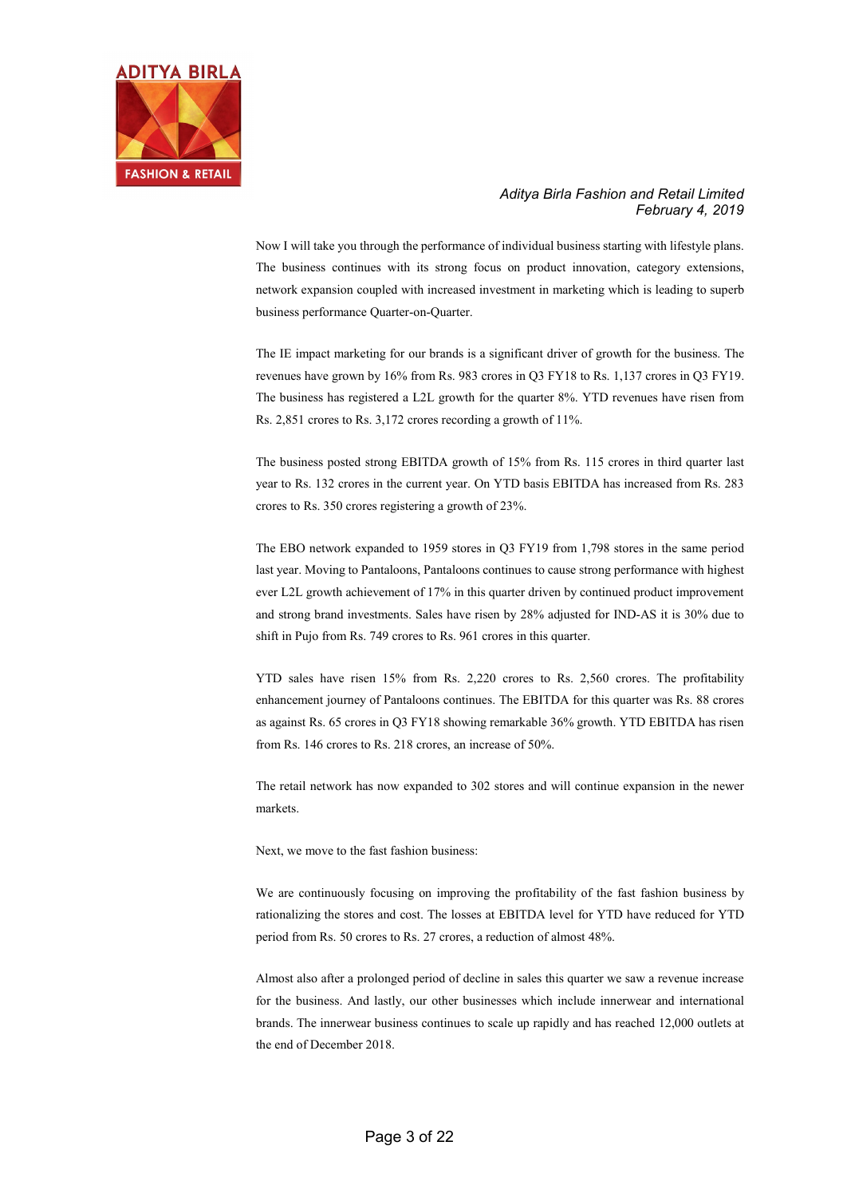Now I will take you through the performance of individual business starting with lifestyle plans. The business continues with its strong focus on product innovation, category extensions, network expansion coupled with increased investment in marketing which is leading to superb business performance Quarter-on-Quarter.

The IE impact marketing for our brands is a significant driver of growth for the business. The revenues have grown by 16% from Rs. 983 crores in Q3 FY18 to Rs. 1,137 crores in Q3 FY19. The business has registered a L2L growth for the quarter 8%. YTD revenues have risen from Rs. 2,851 crores to Rs. 3,172 crores recording a growth of 11%.

The business posted strong EBITDA growth of 15% from Rs. 115 crores in third quarter last year to Rs. 132 crores in the current year. On YTD basis EBITDA has increased from Rs. 283 crores to Rs. 350 crores registering a growth of 23%.

The EBO network expanded to 1959 stores in Q3 FY19 from 1,798 stores in the same period last year. Moving to Pantaloons, Pantaloons continues to cause strong performance with highest ever L2L growth achievement of 17% in this quarter driven by continued product improvement and strong brand investments. Sales have risen by 28% adjusted for IND-AS it is 30% due to shift in Pujo from Rs. 749 crores to Rs. 961 crores in this quarter.

YTD sales have risen 15% from Rs. 2,220 crores to Rs. 2,560 crores. The profitability enhancement journey of Pantaloons continues. The EBITDA for this quarter was Rs. 88 crores as against Rs. 65 crores in Q3 FY18 showing remarkable 36% growth. YTD EBITDA has risen from Rs. 146 crores to Rs. 218 crores, an increase of 50%.

The retail network has now expanded to 302 stores and will continue expansion in the newer markets.

Next, we move to the fast fashion business:

We are continuously focusing on improving the profitability of the fast fashion business by rationalizing the stores and cost. The losses at EBITDA level for YTD have reduced for YTD period from Rs. 50 crores to Rs. 27 crores, a reduction of almost 48%.

Almost also after a prolonged period of decline in sales this quarter we saw a revenue increase for the business. And lastly, our other businesses which include innerwear and international brands. The innerwear business continues to scale up rapidly and has reached 12,000 outlets at the end of December 2018.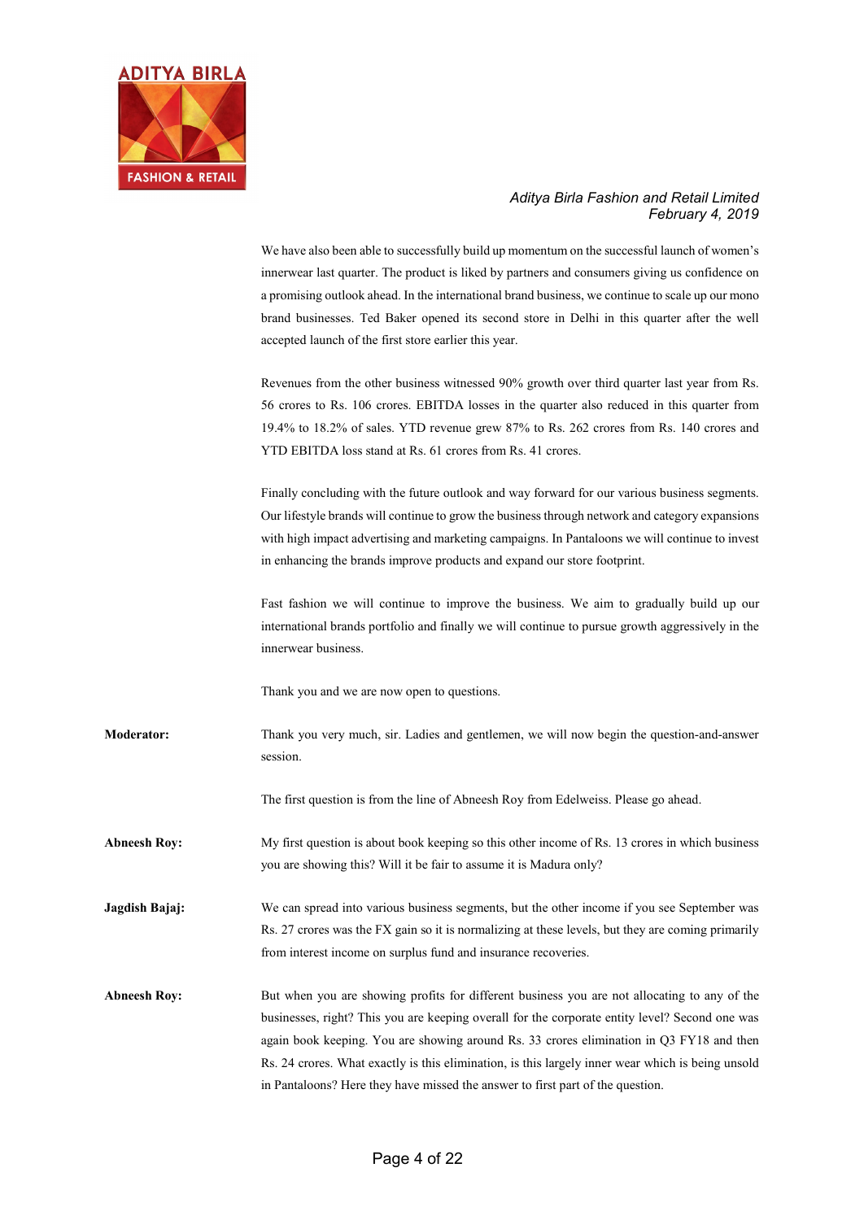We have also been able to successfully build up momentum on the successful launch of women's innerwear last quarter. The product is liked by partners and consumers giving us confidence on a promising outlook ahead. In the international brand business, we continue to scale up our mono brand businesses. Ted Baker opened its second store in Delhi in this quarter after the well accepted launch of the first store earlier this year.

Revenues from the other business witnessed 90% growth over third quarter last year from Rs. 56 crores to Rs. 106 crores. EBITDA losses in the quarter also reduced in this quarter from 19.4% to 18.2% of sales. YTD revenue grew 87% to Rs. 262 crores from Rs. 140 crores and YTD EBITDA loss stand at Rs. 61 crores from Rs. 41 crores.

Finally concluding with the future outlook and way forward for our various business segments. Our lifestyle brands will continue to grow the business through network and category expansions with high impact advertising and marketing campaigns. In Pantaloons we will continue to invest in enhancing the brands improve products and expand our store footprint.

Fast fashion we will continue to improve the business. We aim to gradually build up our international brands portfolio and finally we will continue to pursue growth aggressively in the innerwear business.

Thank you and we are now open to questions.

**Moderator:** Thank you very much, sir. Ladies and gentlemen, we will now begin the question-and-answer session.

The first question is from the line of Abneesh Roy from Edelweiss. Please go ahead.

**Abneesh Roy:** My first question is about book keeping so this other income of Rs. 13 crores in which business you are showing this? Will it be fair to assume it is Madura only?

**Jagdish Bajaj:** We can spread into various business segments, but the other income if you see September was Rs. 27 crores was the FX gain so it is normalizing at these levels, but they are coming primarily from interest income on surplus fund and insurance recoveries.

**Abneesh Roy:** But when you are showing profits for different business you are not allocating to any of the businesses, right? This you are keeping overall for the corporate entity level? Second one was again book keeping. You are showing around Rs. 33 crores elimination in Q3 FY18 and then Rs. 24 crores. What exactly is this elimination, is this largely inner wear which is being unsold in Pantaloons? Here they have missed the answer to first part of the question.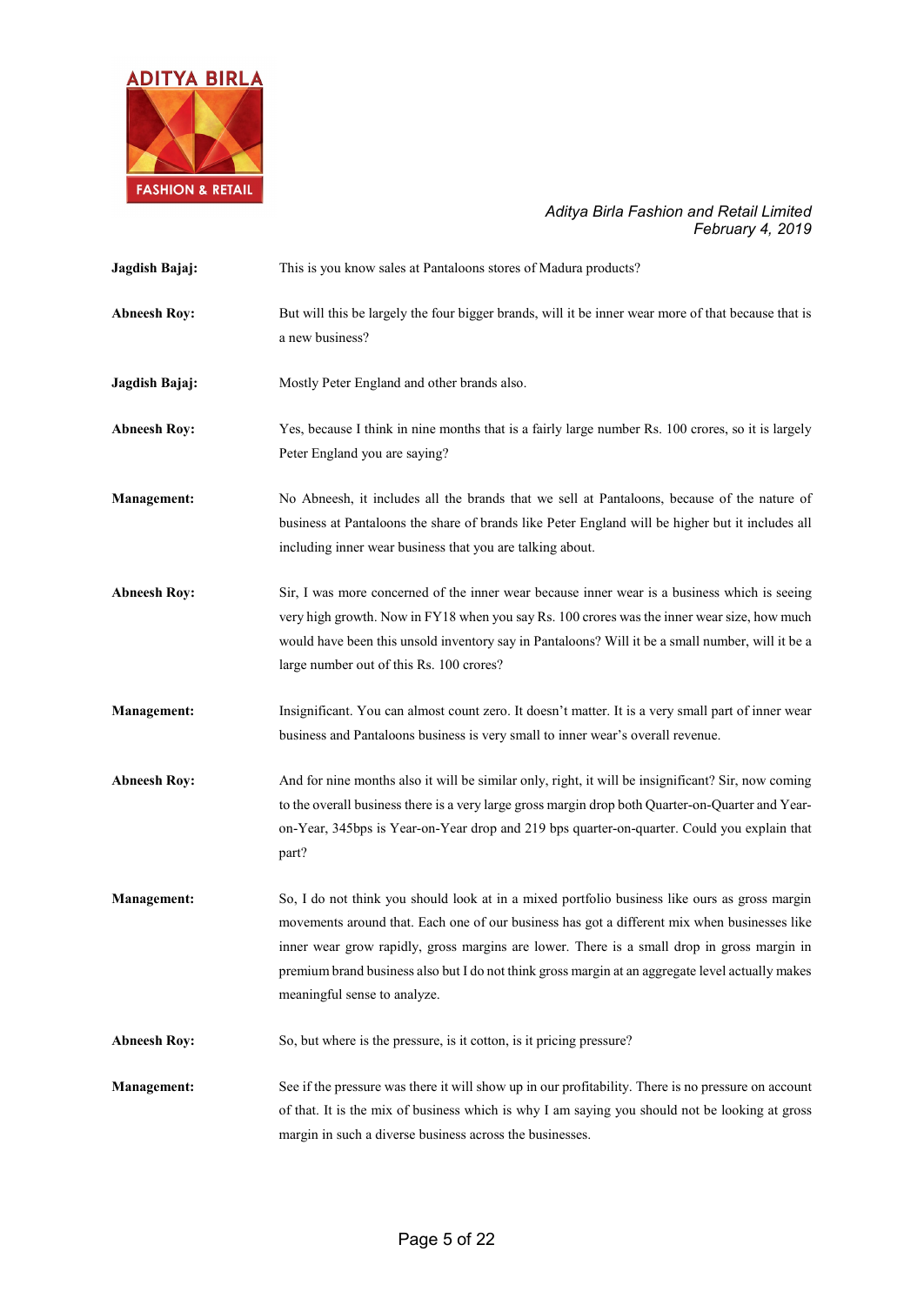**Jagdish Bajaj:** This is you know sales at Pantaloons stores of Madura products?

**Abneesh Roy:** But will this be largely the four bigger brands, will it be inner wear more of that because that is a new business?

**Jagdish Bajaj:** Mostly Peter England and other brands also.

**Abneesh Roy:** Yes, because I think in nine months that is a fairly large number Rs. 100 crores, so it is largely Peter England you are saying?

**Management:** No Abneesh, it includes all the brands that we sell at Pantaloons, because of the nature of business at Pantaloons the share of brands like Peter England will be higher but it includes all including inner wear business that you are talking about.

**Abneesh Roy:** Sir, I was more concerned of the inner wear because inner wear is a business which is seeing very high growth. Now in FY18 when you say Rs. 100 crores was the inner wear size, how much would have been this unsold inventory say in Pantaloons? Will it be a small number, will it be a large number out of this Rs. 100 crores?

**Management:** Insignificant. You can almost count zero. It doesn't matter. It is a very small part of inner wear business and Pantaloons business is very small to inner wear's overall revenue.

**Abneesh Roy:** And for nine months also it will be similar only, right, it will be insignificant? Sir, now coming to the overall business there is a very large gross margin drop both Quarter-on-Quarter and Year-on-Year, 345bps is Year-on-Year drop and 219 bps quarter-on-quarter. Could you explain that part?

**Management:** So, I do not think you should look at in a mixed portfolio business like ours as gross margin movements around that. Each one of our business has got a different mix when businesses like inner wear grow rapidly, gross margins are lower. There is a small drop in gross margin in premium brand business also but I do not think gross margin at an aggregate level actually makes meaningful sense to analyze.

**Abneesh Roy:** So, but where is the pressure, is it cotton, is it pricing pressure?

**Management:** See if the pressure was there it will show up in our profitability. There is no pressure on account of that. It is the mix of business which is why I am saying you should not be looking at gross margin in such a diverse business across the businesses.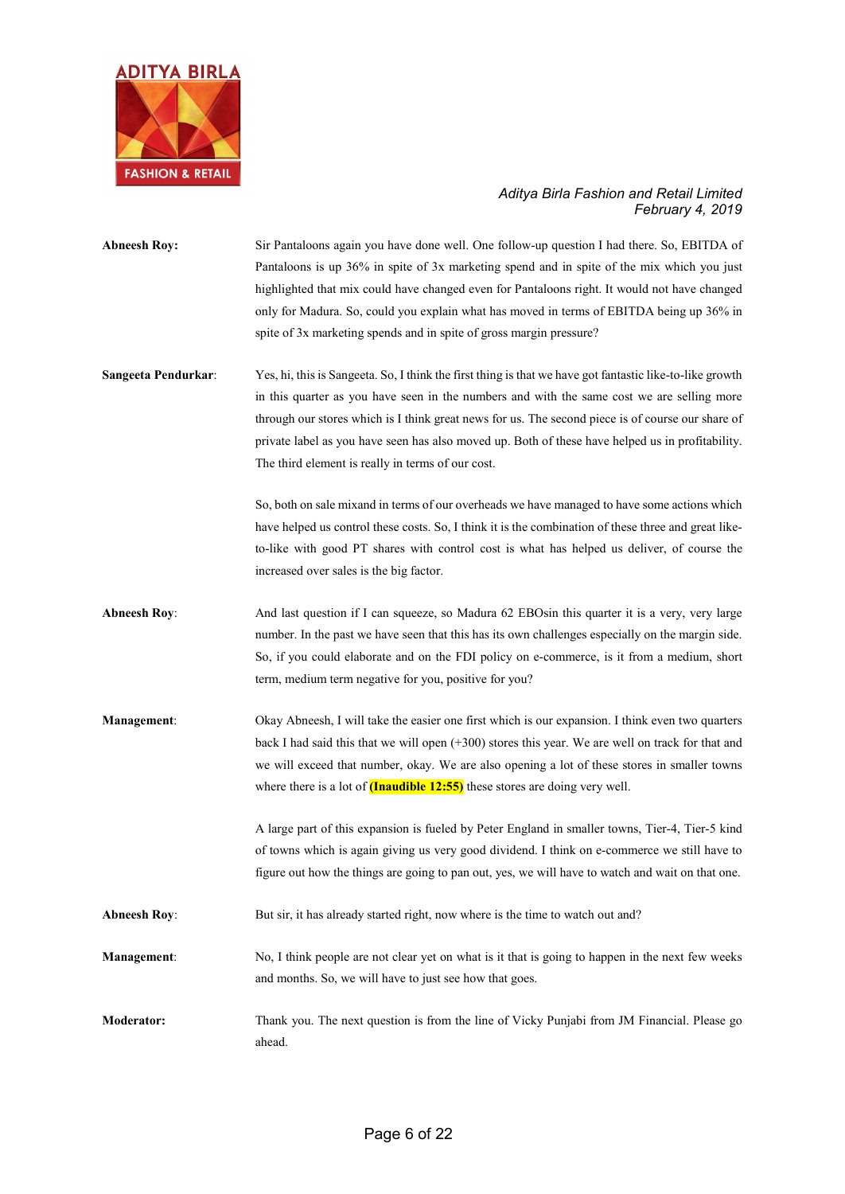**Abneesh Roy:** Sir Pantaloons again you have done well. One follow-up question I had there. So, EBITDA of Pantaloons is up 36% in spite of 3x marketing spend and in spite of the mix which you just highlighted that mix could have changed even for Pantaloons right. It would not have changed only for Madura. So, could you explain what has moved in terms of EBITDA being up 36% in spite of 3x marketing spends and in spite of gross margin pressure?

**Sangeeta Pendurkar:** Yes, hi, this is Sangeeta. So, I think the first thing is that we have got fantastic like-to-like growth in this quarter as you have seen in the numbers and with the same cost we are selling more through our stores which is I think great news for us. The second piece is of course our share of private label as you have seen has also moved up. Both of these have helped us in profitability. The third element is really in terms of our cost.

So, both on sale mixand in terms of our overheads we have managed to have some actions which have helped us control these costs. So, I think it is the combination of these three and great like-to-like with good PT shares with control cost is what has helped us deliver, of course the increased over sales is the big factor.

**Abneesh Roy:** And last question if I can squeeze, so Madura 62 EBOsin this quarter it is a very, very large number. In the past we have seen that this has its own challenges especially on the margin side. So, if you could elaborate and on the FDI policy on e-commerce, is it from a medium, short term, medium term negative for you, positive for you?

**Management:** Okay Abneesh, I will take the easier one first which is our expansion. I think even two quarters back I had said this that we will open (+300) stores this year. We are well on track for that and we will exceed that number, okay. We are also opening a lot of these stores in smaller towns where there is a lot of **(Inaudible 12:55)** these stores are doing very well.

A large part of this expansion is fueled by Peter England in smaller towns, Tier-4, Tier-5 kind of towns which is again giving us very good dividend. I think on e-commerce we still have to figure out how the things are going to pan out, yes, we will have to watch and wait on that one.

**Abneesh Roy:** But sir, it has already started right, now where is the time to watch out and?

**Management:** No, I think people are not clear yet on what is it that is going to happen in the next few weeks and months. So, we will have to just see how that goes.

**Moderator:** Thank you. The next question is from the line of Vicky Punjabi from JM Financial. Please go ahead.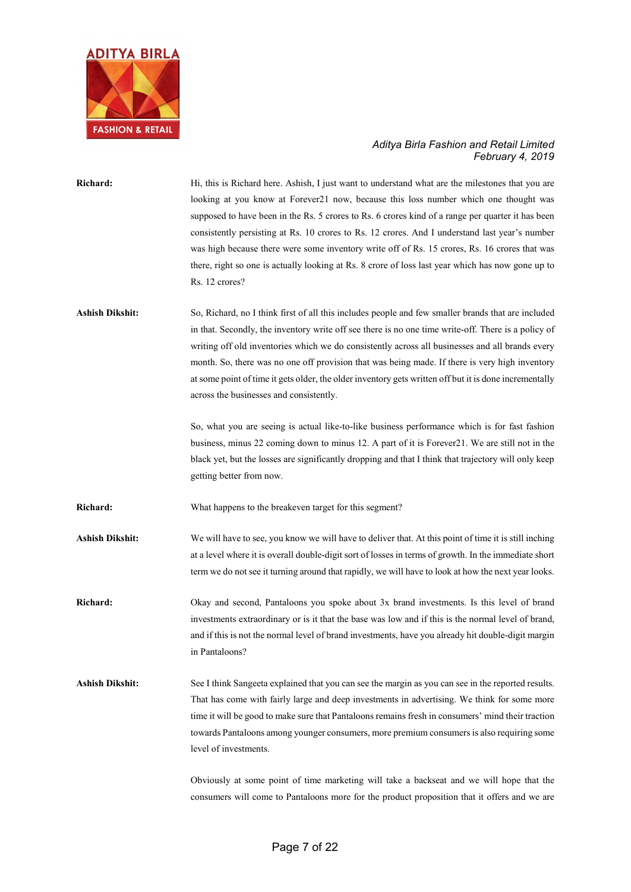**Richard:** Hi, this is Richard here. Ashish, I just want to understand what are the milestones that you are looking at you know at Forever21 now, because this loss number which one thought was supposed to have been in the Rs. 5 crores to Rs. 6 crores kind of a range per quarter it has been consistently persisting at Rs. 10 crores to Rs. 12 crores. And I understand last year's number was high because there were some inventory write off of Rs. 15 crores, Rs. 16 crores that was there, right so one is actually looking at Rs. 8 crore of loss last year which has now gone up to Rs. 12 crores?

**Ashish Dikshit:** So, Richard, no I think first of all this includes people and few smaller brands that are included in that. Secondly, the inventory write off see there is no one time write-off. There is a policy of writing off old inventories which we do consistently across all businesses and all brands every month. So, there was no one off provision that was being made. If there is very high inventory at some point of time it gets older, the older inventory gets written off but it is done incrementally across the businesses and consistently.

So, what you are seeing is actual like-to-like business performance which is for fast fashion business, minus 22 coming down to minus 12. A part of it is Forever21. We are still not in the black yet, but the losses are significantly dropping and that I think that trajectory will only keep getting better from now.

**Richard:** What happens to the breakeven target for this segment?

**Ashish Dikshit:** We will have to see, you know we will have to deliver that. At this point of time it is still inching at a level where it is overall double-digit sort of losses in terms of growth. In the immediate short term we do not see it turning around that rapidly, we will have to look at how the next year looks.

**Richard:** Okay and second, Pantaloons you spoke about 3x brand investments. Is this level of brand investments extraordinary or is it that the base was low and if this is the normal level of brand, and if this is not the normal level of brand investments, have you already hit double-digit margin in Pantaloons?

**Ashish Dikshit:** See I think Sangeeta explained that you can see the margin as you can see in the reported results. That has come with fairly large and deep investments in advertising. We think for some more time it will be good to make sure that Pantaloons remains fresh in consumers' mind their traction towards Pantaloons among younger consumers, more premium consumers is also requiring some level of investments.

Obviously at some point of time marketing will take a backseat and we will hope that the consumers will come to Pantaloons more for the product proposition that it offers and we are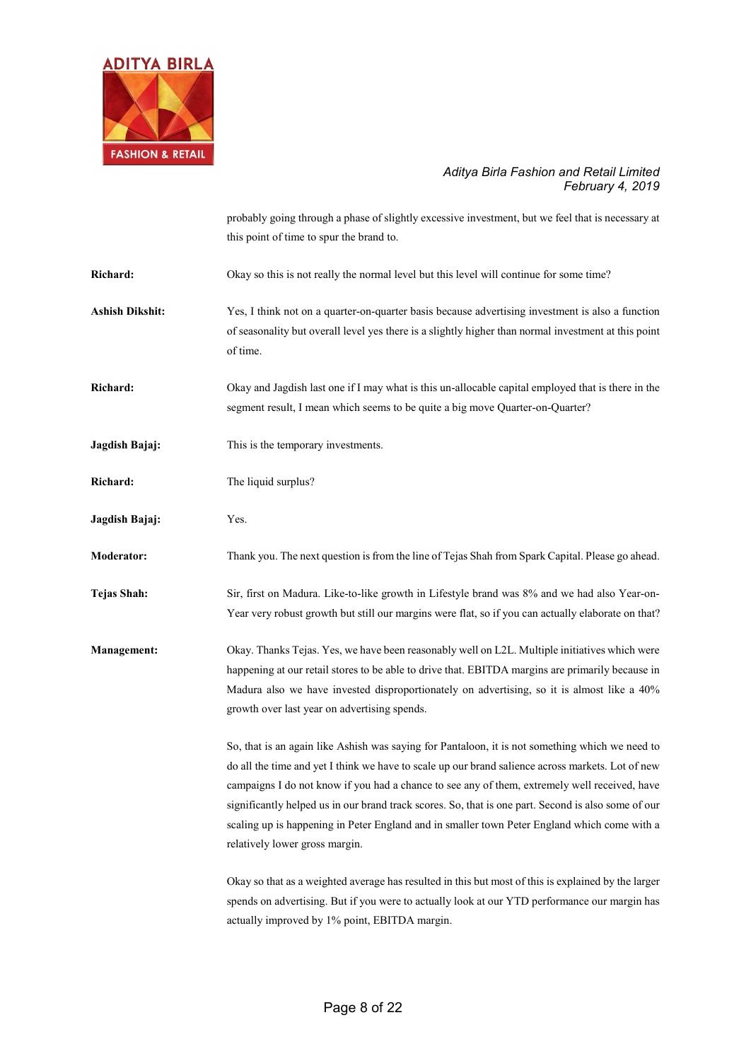probably going through a phase of slightly excessive investment, but we feel that is necessary at this point of time to spur the brand to.

**Richard:** Okay so this is not really the normal level but this level will continue for some time?

**Ashish Dikshit:** Yes, I think not on a quarter-on-quarter basis because advertising investment is also a function of seasonality but overall level yes there is a slightly higher than normal investment at this point of time.

**Richard:** Okay and Jagdish last one if I may what is this un-allocable capital employed that is there in the segment result, I mean which seems to be quite a big move Quarter-on-Quarter?

**Jagdish Bajaj:** This is the temporary investments.

**Richard:** The liquid surplus?

**Jagdish Bajaj:** Yes.

**Moderator:** Thank you. The next question is from the line of Tejas Shah from Spark Capital. Please go ahead.

**Tejas Shah:** Sir, first on Madura. Like-to-like growth in Lifestyle brand was 8% and we had also Year-on-Year very robust growth but still our margins were flat, so if you can actually elaborate on that?

**Management:** Okay. Thanks Tejas. Yes, we have been reasonably well on L2L. Multiple initiatives which were happening at our retail stores to be able to drive that. EBITDA margins are primarily because in Madura also we have invested disproportionately on advertising, so it is almost like a 40% growth over last year on advertising spends.

So, that is an again like Ashish was saying for Pantaloon, it is not something which we need to do all the time and yet I think we have to scale up our brand salience across markets. Lot of new campaigns I do not know if you had a chance to see any of them, extremely well received, have significantly helped us in our brand track scores. So, that is one part. Second is also some of our scaling up is happening in Peter England and in smaller town Peter England which come with a relatively lower gross margin.

Okay so that as a weighted average has resulted in this but most of this is explained by the larger spends on advertising. But if you were to actually look at our YTD performance our margin has actually improved by 1% point, EBITDA margin.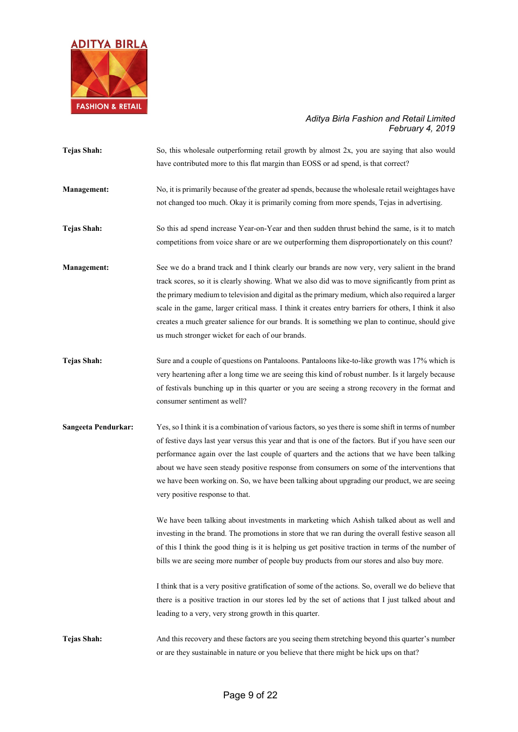**Tejas Shah:** So, this wholesale outperforming retail growth by almost 2x, you are saying that also would have contributed more to this flat margin than EOSS or ad spend, is that correct?

**Management:** No, it is primarily because of the greater ad spends, because the wholesale retail weightages have not changed too much. Okay it is primarily coming from more spends, Tejas in advertising.

**Tejas Shah:** So this ad spend increase Year-on-Year and then sudden thrust behind the same, is it to match competitions from voice share or are we outperforming them disproportionately on this count?

**Management:** See we do a brand track and I think clearly our brands are now very, very salient in the brand track scores, so it is clearly showing. What we also did was to move significantly from print as the primary medium to television and digital as the primary medium, which also required a larger scale in the game, larger critical mass. I think it creates entry barriers for others, I think it also creates a much greater salience for our brands. It is something we plan to continue, should give us much stronger wicket for each of our brands.

**Tejas Shah:** Sure and a couple of questions on Pantaloons. Pantaloons like-to-like growth was 17% which is very heartening after a long time we are seeing this kind of robust number. Is it largely because of festivals bunching up in this quarter or you are seeing a strong recovery in the format and consumer sentiment as well?

**Sangeeta Pendurkar:** Yes, so I think it is a combination of various factors, so yes there is some shift in terms of number of festive days last year versus this year and that is one of the factors. But if you have seen our performance again over the last couple of quarters and the actions that we have been talking about we have seen steady positive response from consumers on some of the interventions that we have been working on. So, we have been talking about upgrading our product, we are seeing very positive response to that.

We have been talking about investments in marketing which Ashish talked about as well and investing in the brand. The promotions in store that we ran during the overall festive season all of this I think the good thing is it is helping us get positive traction in terms of the number of bills we are seeing more number of people buy products from our stores and also buy more.

I think that is a very positive gratification of some of the actions. So, overall we do believe that there is a positive traction in our stores led by the set of actions that I just talked about and leading to a very, very strong growth in this quarter.

**Tejas Shah:** And this recovery and these factors are you seeing them stretching beyond this quarter's number or are they sustainable in nature or you believe that there might be hick ups on that?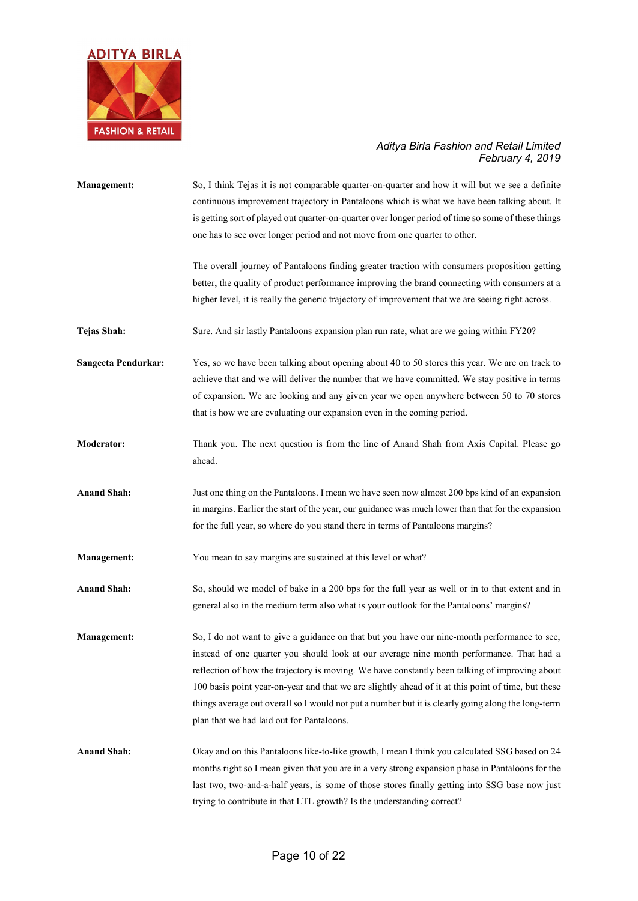**Management:** So, I think Tejas it is not comparable quarter-on-quarter and how it will but we see a definite continuous improvement trajectory in Pantaloons which is what we have been talking about. It is getting sort of played out quarter-on-quarter over longer period of time so some of these things one has to see over longer period and not move from one quarter to other.

The overall journey of Pantaloons finding greater traction with consumers proposition getting better, the quality of product performance improving the brand connecting with consumers at a higher level, it is really the generic trajectory of improvement that we are seeing right across.

**Tejas Shah:** Sure. And sir lastly Pantaloons expansion plan run rate, what are we going within FY20?

**Sangeeta Pendurkar:** Yes, so we have been talking about opening about 40 to 50 stores this year. We are on track to achieve that and we will deliver the number that we have committed. We stay positive in terms of expansion. We are looking and any given year we open anywhere between 50 to 70 stores that is how we are evaluating our expansion even in the coming period.

**Moderator:** Thank you. The next question is from the line of Anand Shah from Axis Capital. Please go ahead.

**Anand Shah:** Just one thing on the Pantaloons. I mean we have seen now almost 200 bps kind of an expansion in margins. Earlier the start of the year, our guidance was much lower than that for the expansion for the full year, so where do you stand there in terms of Pantaloons margins?

**Management:** You mean to say margins are sustained at this level or what?

**Anand Shah:** So, should we model of bake in a 200 bps for the full year as well or in to that extent and in general also in the medium term also what is your outlook for the Pantaloons' margins?

**Management:** So, I do not want to give a guidance on that but you have our nine-month performance to see, instead of one quarter you should look at our average nine month performance. That had a reflection of how the trajectory is moving. We have constantly been talking of improving about 100 basis point year-on-year and that we are slightly ahead of it at this point of time, but these things average out overall so I would not put a number but it is clearly going along the long-term plan that we had laid out for Pantaloons.

**Anand Shah:** Okay and on this Pantaloons like-to-like growth, I mean I think you calculated SSG based on 24 months right so I mean given that you are in a very strong expansion phase in Pantaloons for the last two, two-and-a-half years, is some of those stores finally getting into SSG base now just trying to contribute in that LTL growth? Is the understanding correct?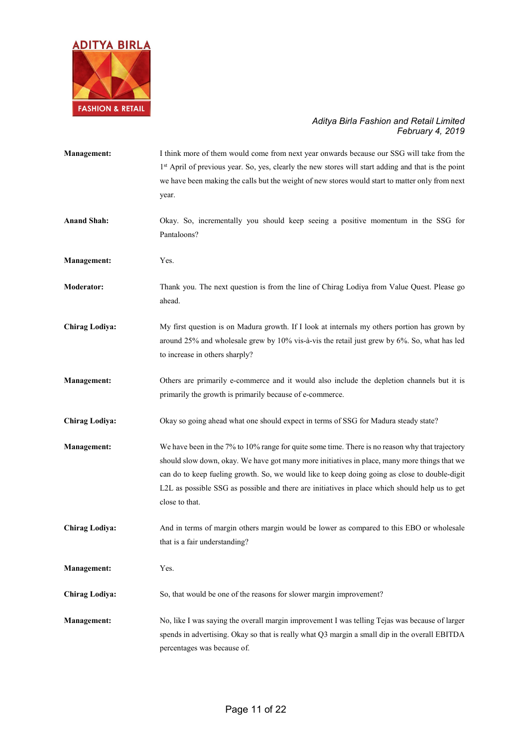**Management:** I think more of them would come from next year onwards because our SSG will take from the 1st April of previous year. So, yes, clearly the new stores will start adding and that is the point we have been making the calls but the weight of new stores would start to matter only from next year.

**Anand Shah:** Okay. So, incrementally you should keep seeing a positive momentum in the SSG for Pantaloons?

**Management:** Yes.

**Moderator:** Thank you. The next question is from the line of Chirag Lodiya from Value Quest. Please go ahead.

**Chirag Lodiya:** My first question is on Madura growth. If I look at internals my others portion has grown by around 25% and wholesale grew by 10% vis-à-vis the retail just grew by 6%. So, what has led to increase in others sharply?

**Management:** Others are primarily e-commerce and it would also include the depletion channels but it is primarily the growth is primarily because of e-commerce.

**Chirag Lodiya:** Okay so going ahead what one should expect in terms of SSG for Madura steady state?

**Management:** We have been in the 7% to 10% range for quite some time. There is no reason why that trajectory should slow down, okay. We have got many more initiatives in place, many more things that we can do to keep fueling growth. So, we would like to keep doing going as close to double-digit L2L as possible SSG as possible and there are initiatives in place which should help us to get close to that.

**Chirag Lodiya:** And in terms of margin others margin would be lower as compared to this EBO or wholesale that is a fair understanding?

**Management:** Yes.

**Chirag Lodiya:** So, that would be one of the reasons for slower margin improvement?

**Management:** No, like I was saying the overall margin improvement I was telling Tejas was because of larger spends in advertising. Okay so that is really what Q3 margin a small dip in the overall EBITDA percentages was because of.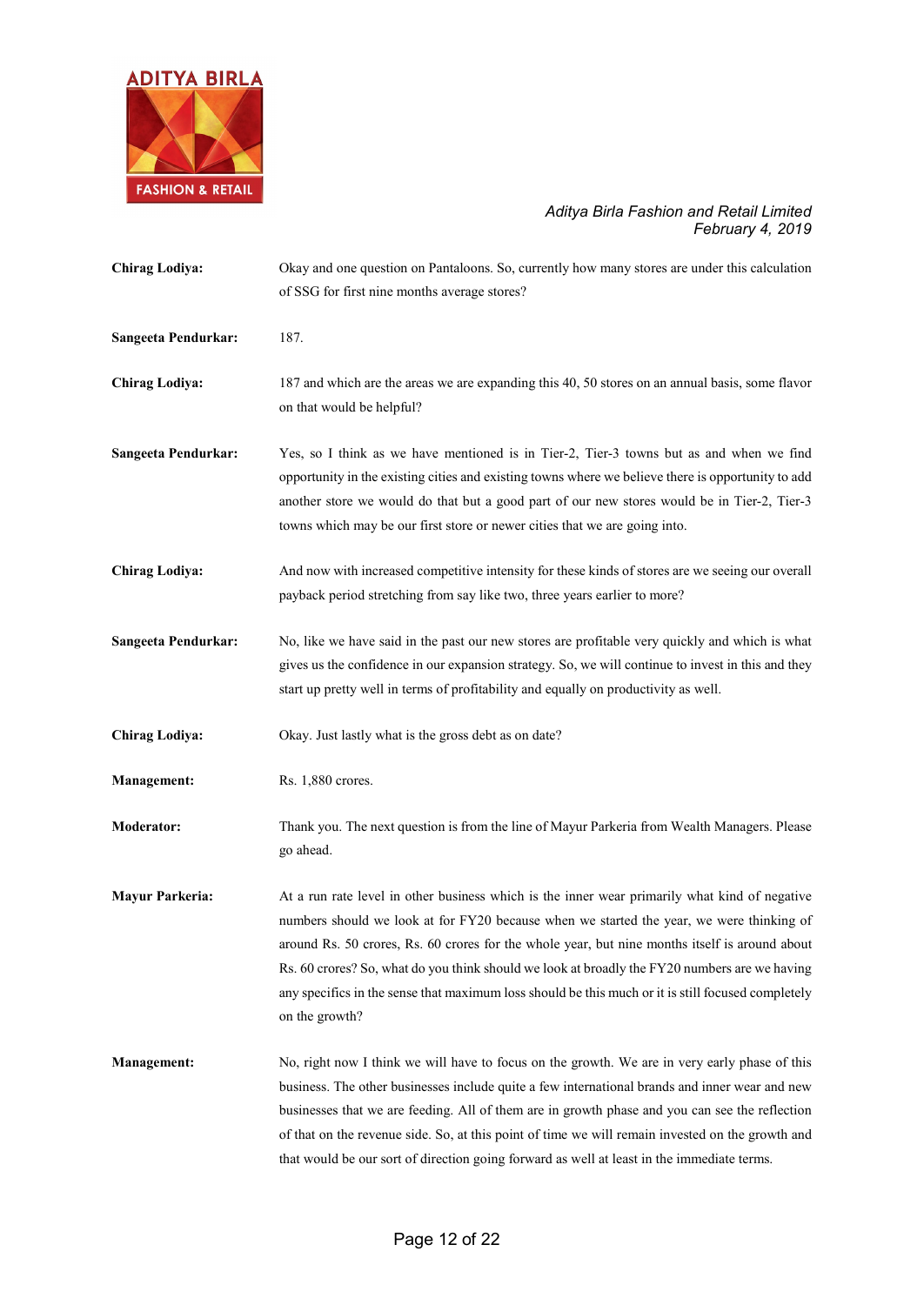**Chirag Lodiya:** Okay and one question on Pantaloons. So, currently how many stores are under this calculation of SSG for first nine months average stores?

**Sangeeta Pendurkar:** 187.

**Chirag Lodiya:** 187 and which are the areas we are expanding this 40, 50 stores on an annual basis, some flavor on that would be helpful?

**Sangeeta Pendurkar:** Yes, so I think as we have mentioned is in Tier-2, Tier-3 towns but as and when we find opportunity in the existing cities and existing towns where we believe there is opportunity to add another store we would do that but a good part of our new stores would be in Tier-2, Tier-3 towns which may be our first store or newer cities that we are going into.

**Chirag Lodiya:** And now with increased competitive intensity for these kinds of stores are we seeing our overall payback period stretching from say like two, three years earlier to more?

**Sangeeta Pendurkar:** No, like we have said in the past our new stores are profitable very quickly and which is what gives us the confidence in our expansion strategy. So, we will continue to invest in this and they start up pretty well in terms of profitability and equally on productivity as well.

**Chirag Lodiya:** Okay. Just lastly what is the gross debt as on date?

**Management:** Rs. 1,880 crores.

**Moderator:** Thank you. The next question is from the line of Mayur Parkeria from Wealth Managers. Please go ahead.

**Mayur Parkeria:** At a run rate level in other business which is the inner wear primarily what kind of negative numbers should we look at for FY20 because when we started the year, we were thinking of around Rs. 50 crores, Rs. 60 crores for the whole year, but nine months itself is around about Rs. 60 crores? So, what do you think should we look at broadly the FY20 numbers are we having any specifics in the sense that maximum loss should be this much or it is still focused completely on the growth?

**Management:** No, right now I think we will have to focus on the growth. We are in very early phase of this business. The other businesses include quite a few international brands and inner wear and new businesses that we are feeding. All of them are in growth phase and you can see the reflection of that on the revenue side. So, at this point of time we will remain invested on the growth and that would be our sort of direction going forward as well at least in the immediate terms.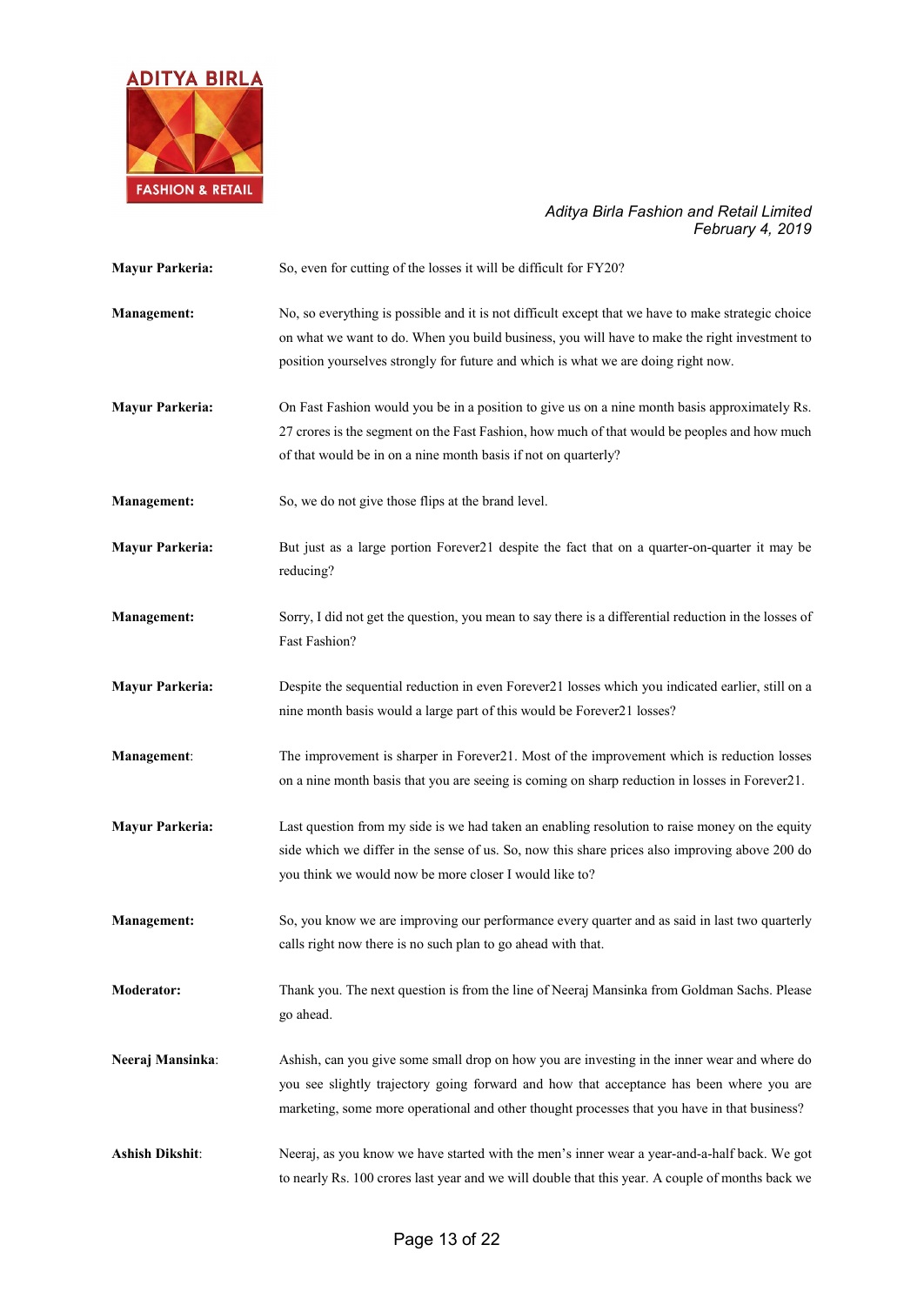**Mayur Parkeria:** So, even for cutting of the losses it will be difficult for FY20?

**Management:** No, so everything is possible and it is not difficult except that we have to make strategic choice on what we want to do. When you build business, you will have to make the right investment to position yourselves strongly for future and which is what we are doing right now.

**Mayur Parkeria:** On Fast Fashion would you be in a position to give us on a nine month basis approximately Rs. 27 crores is the segment on the Fast Fashion, how much of that would be peoples and how much of that would be in on a nine month basis if not on quarterly?

**Management:** So, we do not give those flips at the brand level.

**Mayur Parkeria:** But just as a large portion Forever21 despite the fact that on a quarter-on-quarter it may be reducing?

**Management:** Sorry, I did not get the question, you mean to say there is a differential reduction in the losses of Fast Fashion?

**Mayur Parkeria:** Despite the sequential reduction in even Forever21 losses which you indicated earlier, still on a nine month basis would a large part of this would be Forever21 losses?

**Management:** The improvement is sharper in Forever21. Most of the improvement which is reduction losses on a nine month basis that you are seeing is coming on sharp reduction in losses in Forever21.

**Mayur Parkeria:** Last question from my side is we had taken an enabling resolution to raise money on the equity side which we differ in the sense of us. So, now this share prices also improving above 200 do you think we would now be more closer I would like to?

**Management:** So, you know we are improving our performance every quarter and as said in last two quarterly calls right now there is no such plan to go ahead with that.

**Moderator:** Thank you. The next question is from the line of Neeraj Mansinka from Goldman Sachs. Please go ahead.

**Neeraj Mansinka:** Ashish, can you give some small drop on how you are investing in the inner wear and where do you see slightly trajectory going forward and how that acceptance has been where you are marketing, some more operational and other thought processes that you have in that business?

**Ashish Dikshit:** Neeraj, as you know we have started with the men's inner wear a year-and-a-half back. We got to nearly Rs. 100 crores last year and we will double that this year. A couple of months back we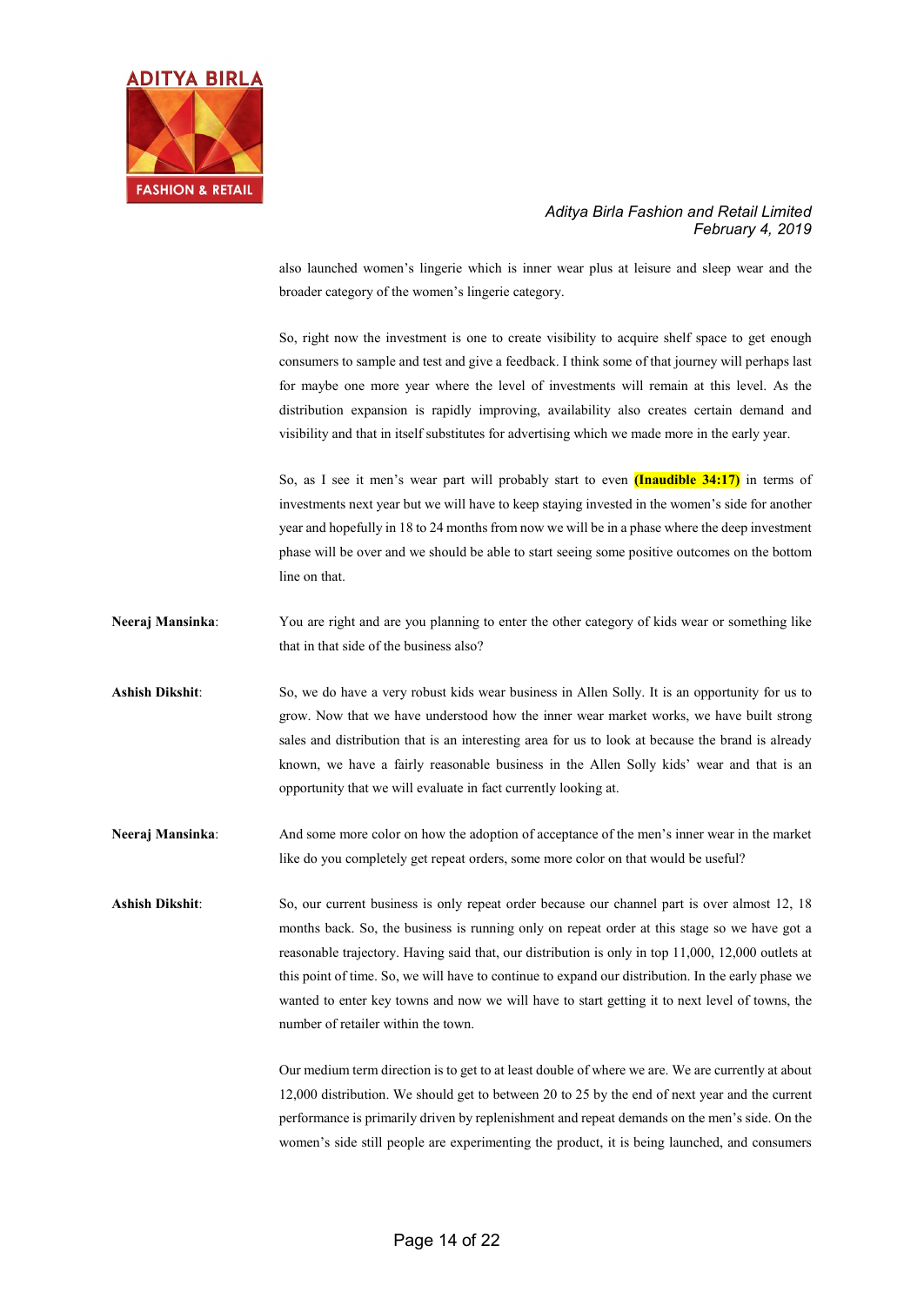also launched women's lingerie which is inner wear plus at leisure and sleep wear and the broader category of the women's lingerie category.

So, right now the investment is one to create visibility to acquire shelf space to get enough consumers to sample and test and give a feedback. I think some of that journey will perhaps last for maybe one more year where the level of investments will remain at this level. As the distribution expansion is rapidly improving, availability also creates certain demand and visibility and that in itself substitutes for advertising which we made more in the early year.

So, as I see it men's wear part will probably start to even **(Inaudible 34:17)** in terms of investments next year but we will have to keep staying invested in the women's side for another year and hopefully in 18 to 24 months from now we will be in a phase where the deep investment phase will be over and we should be able to start seeing some positive outcomes on the bottom line on that.

**Neeraj Mansinka**: You are right and are you planning to enter the other category of kids wear or something like that in that side of the business also?

**Ashish Dikshit**: So, we do have a very robust kids wear business in Allen Solly. It is an opportunity for us to grow. Now that we have understood how the inner wear market works, we have built strong sales and distribution that is an interesting area for us to look at because the brand is already known, we have a fairly reasonable business in the Allen Solly kids' wear and that is an opportunity that we will evaluate in fact currently looking at.

**Neeraj Mansinka**: And some more color on how the adoption of acceptance of the men's inner wear in the market like do you completely get repeat orders, some more color on that would be useful?

**Ashish Dikshit**: So, our current business is only repeat order because our channel part is over almost 12, 18 months back. So, the business is running only on repeat order at this stage so we have got a reasonable trajectory. Having said that, our distribution is only in top 11,000, 12,000 outlets at this point of time. So, we will have to continue to expand our distribution. In the early phase we wanted to enter key towns and now we will have to start getting it to next level of towns, the number of retailer within the town.

Our medium term direction is to get to at least double of where we are. We are currently at about 12,000 distribution. We should get to between 20 to 25 by the end of next year and the current performance is primarily driven by replenishment and repeat demands on the men's side. On the women's side still people are experimenting the product, it is being launched, and consumers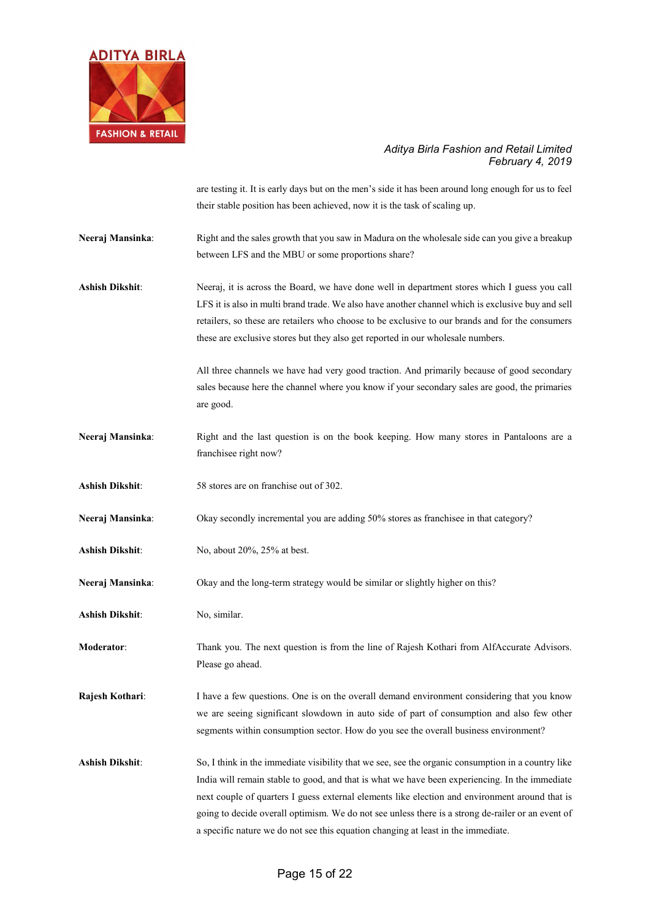are testing it. It is early days but on the men's side it has been around long enough for us to feel their stable position has been achieved, now it is the task of scaling up.

**Neeraj Mansinka**: Right and the sales growth that you saw in Madura on the wholesale side can you give a breakup between LFS and the MBU or some proportions share?

**Ashish Dikshit**: Neeraj, it is across the Board, we have done well in department stores which I guess you call LFS it is also in multi brand trade. We also have another channel which is exclusive buy and sell retailers, so these are retailers who choose to be exclusive to our brands and for the consumers these are exclusive stores but they also get reported in our wholesale numbers.

All three channels we have had very good traction. And primarily because of good secondary sales because here the channel where you know if your secondary sales are good, the primaries are good.

**Neeraj Mansinka**: Right and the last question is on the book keeping. How many stores in Pantaloons are a franchisee right now?

**Ashish Dikshit**: 58 stores are on franchise out of 302.

**Neeraj Mansinka**: Okay secondly incremental you are adding 50% stores as franchisee in that category?

**Ashish Dikshit**: No, about 20%, 25% at best.

**Neeraj Mansinka**: Okay and the long-term strategy would be similar or slightly higher on this?

**Ashish Dikshit**: No, similar.

**Moderator**: Thank you. The next question is from the line of Rajesh Kothari from AlfAccurate Advisors. Please go ahead.

**Rajesh Kothari**: I have a few questions. One is on the overall demand environment considering that you know we are seeing significant slowdown in auto side of part of consumption and also few other segments within consumption sector. How do you see the overall business environment?

**Ashish Dikshit**: So, I think in the immediate visibility that we see, see the organic consumption in a country like India will remain stable to good, and that is what we have been experiencing. In the immediate next couple of quarters I guess external elements like election and environment around that is going to decide overall optimism. We do not see unless there is a strong de-railer or an event of a specific nature we do not see this equation changing at least in the immediate.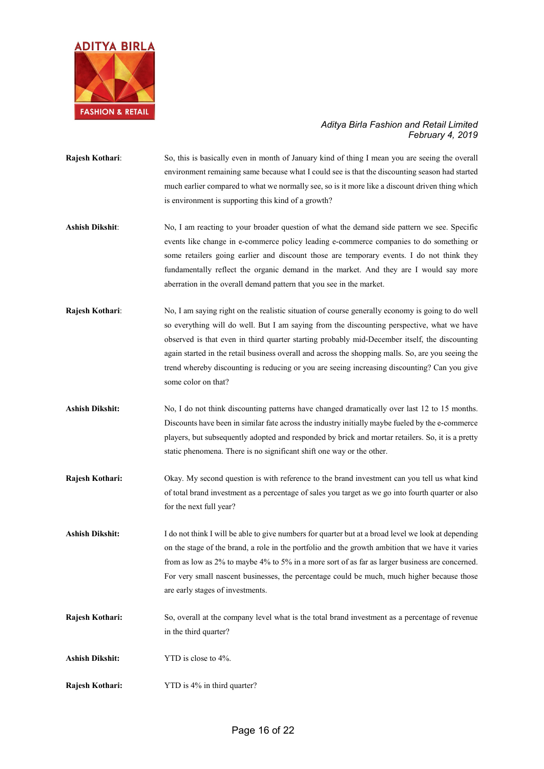**Rajesh Kothari**: So, this is basically even in month of January kind of thing I mean you are seeing the overall environment remaining same because what I could see is that the discounting season had started much earlier compared to what we normally see, so is it more like a discount driven thing which is environment is supporting this kind of a growth?

**Ashish Dikshit**: No, I am reacting to your broader question of what the demand side pattern we see. Specific events like change in e-commerce policy leading e-commerce companies to do something or some retailers going earlier and discount those are temporary events. I do not think they fundamentally reflect the organic demand in the market. And they are I would say more aberration in the overall demand pattern that you see in the market.

**Rajesh Kothari**: No, I am saying right on the realistic situation of course generally economy is going to do well so everything will do well. But I am saying from the discounting perspective, what we have observed is that even in third quarter starting probably mid-December itself, the discounting again started in the retail business overall and across the shopping malls. So, are you seeing the trend whereby discounting is reducing or you are seeing increasing discounting? Can you give some color on that?

**Ashish Dikshit:** No, I do not think discounting patterns have changed dramatically over last 12 to 15 months. Discounts have been in similar fate across the industry initially maybe fueled by the e-commerce players, but subsequently adopted and responded by brick and mortar retailers. So, it is a pretty static phenomena. There is no significant shift one way or the other.

**Rajesh Kothari:** Okay. My second question is with reference to the brand investment can you tell us what kind of total brand investment as a percentage of sales you target as we go into fourth quarter or also for the next full year?

**Ashish Dikshit:** I do not think I will be able to give numbers for quarter but at a broad level we look at depending on the stage of the brand, a role in the portfolio and the growth ambition that we have it varies from as low as 2% to maybe 4% to 5% in a more sort of as far as larger business are concerned. For very small nascent businesses, the percentage could be much, much higher because those are early stages of investments.

**Rajesh Kothari:** So, overall at the company level what is the total brand investment as a percentage of revenue in the third quarter?

**Ashish Dikshit:** YTD is close to 4%.

**Rajesh Kothari:** YTD is 4% in third quarter?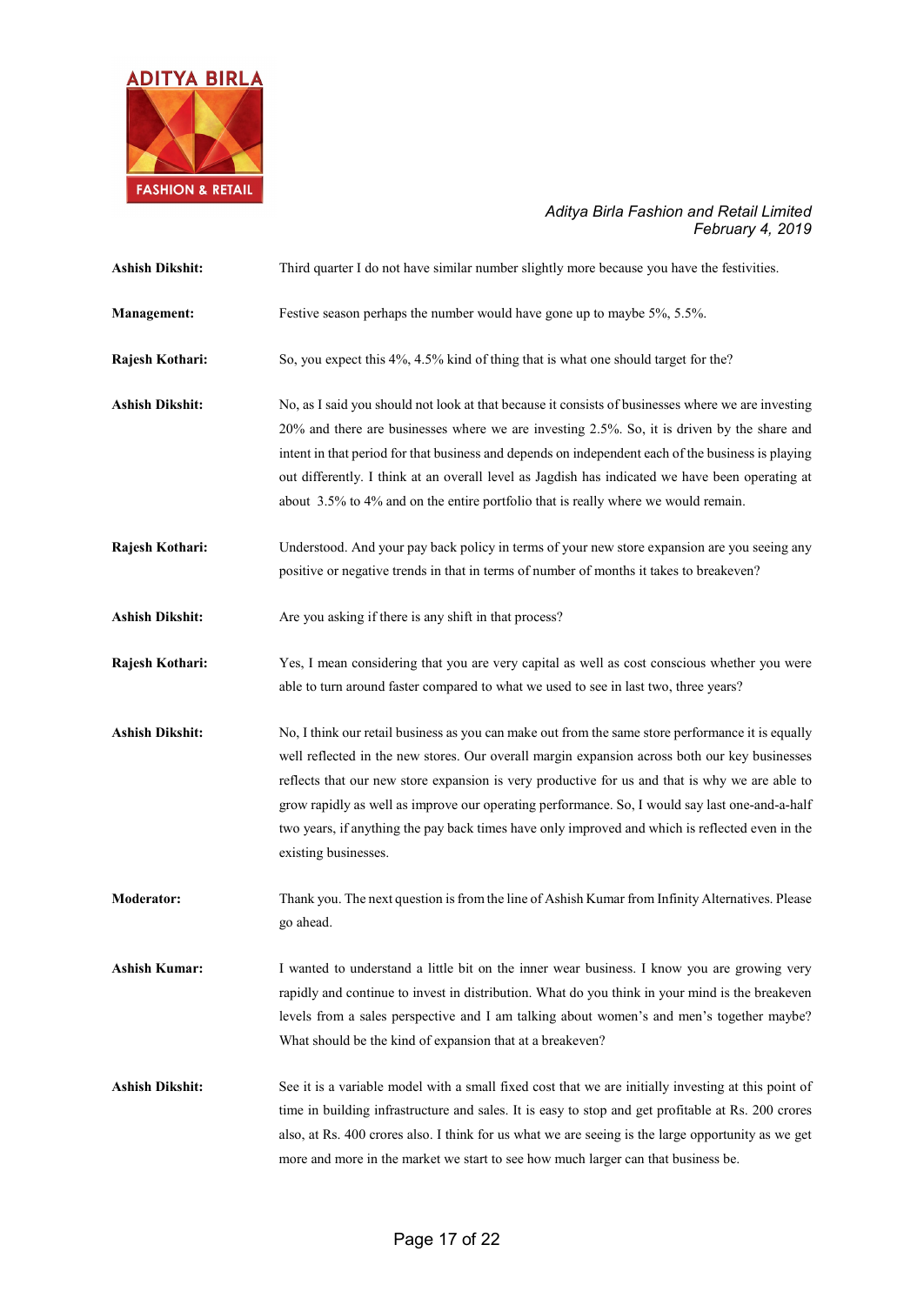**Ashish Dikshit:** Third quarter I do not have similar number slightly more because you have the festivities.

**Management:** Festive season perhaps the number would have gone up to maybe 5%, 5.5%.

**Rajesh Kothari:** So, you expect this 4%, 4.5% kind of thing that is what one should target for the?

**Ashish Dikshit:** No, as I said you should not look at that because it consists of businesses where we are investing 20% and there are businesses where we are investing 2.5%. So, it is driven by the share and intent in that period for that business and depends on independent each of the business is playing out differently. I think at an overall level as Jagdish has indicated we have been operating at about 3.5% to 4% and on the entire portfolio that is really where we would remain.

**Rajesh Kothari:** Understood. And your pay back policy in terms of your new store expansion are you seeing any positive or negative trends in that in terms of number of months it takes to breakeven?

**Ashish Dikshit:** Are you asking if there is any shift in that process?

**Rajesh Kothari:** Yes, I mean considering that you are very capital as well as cost conscious whether you were able to turn around faster compared to what we used to see in last two, three years?

**Ashish Dikshit:** No, I think our retail business as you can make out from the same store performance it is equally well reflected in the new stores. Our overall margin expansion across both our key businesses reflects that our new store expansion is very productive for us and that is why we are able to grow rapidly as well as improve our operating performance. So, I would say last one-and-a-half two years, if anything the pay back times have only improved and which is reflected even in the existing businesses.

**Moderator:** Thank you. The next question is from the line of Ashish Kumar from Infinity Alternatives. Please go ahead.

**Ashish Kumar:** I wanted to understand a little bit on the inner wear business. I know you are growing very rapidly and continue to invest in distribution. What do you think in your mind is the breakeven levels from a sales perspective and I am talking about women's and men's together maybe? What should be the kind of expansion that at a breakeven?

**Ashish Dikshit:** See it is a variable model with a small fixed cost that we are initially investing at this point of time in building infrastructure and sales. It is easy to stop and get profitable at Rs. 200 crores also, at Rs. 400 crores also. I think for us what we are seeing is the large opportunity as we get more and more in the market we start to see how much larger can that business be.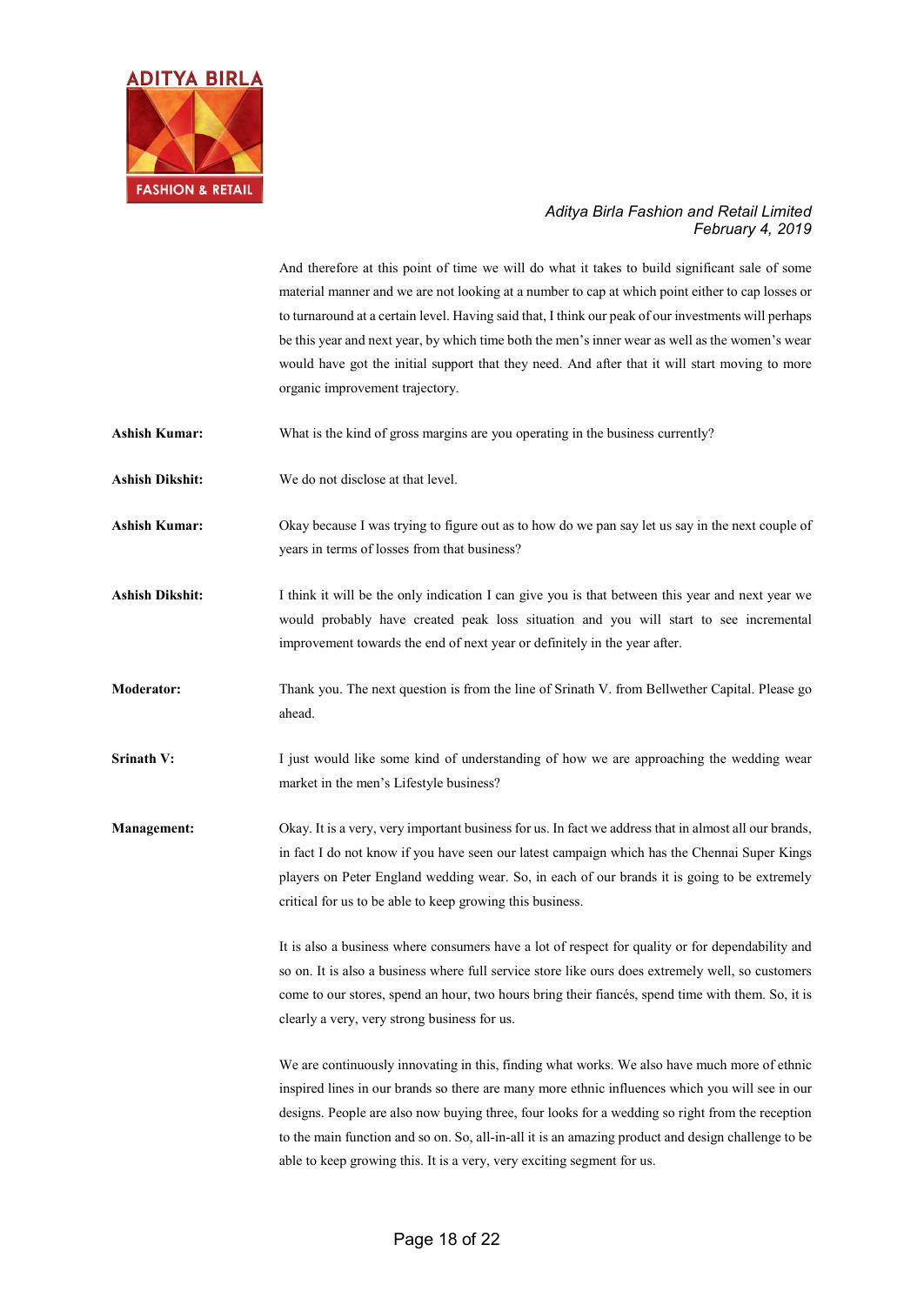And therefore at this point of time we will do what it takes to build significant sale of some material manner and we are not looking at a number to cap at which point either to cap losses or to turnaround at a certain level. Having said that, I think our peak of our investments will perhaps be this year and next year, by which time both the men's inner wear as well as the women's wear would have got the initial support that they need. And after that it will start moving to more organic improvement trajectory.

**Ashish Kumar:** What is the kind of gross margins are you operating in the business currently?

**Ashish Dikshit:** We do not disclose at that level.

**Ashish Kumar:** Okay because I was trying to figure out as to how do we pan say let us say in the next couple of years in terms of losses from that business?

**Ashish Dikshit:** I think it will be the only indication I can give you is that between this year and next year we would probably have created peak loss situation and you will start to see incremental improvement towards the end of next year or definitely in the year after.

**Moderator:** Thank you. The next question is from the line of Srinath V. from Bellwether Capital. Please go ahead.

**Srinath V:** I just would like some kind of understanding of how we are approaching the wedding wear market in the men's Lifestyle business?

**Management:** Okay. It is a very, very important business for us. In fact we address that in almost all our brands, in fact I do not know if you have seen our latest campaign which has the Chennai Super Kings players on Peter England wedding wear. So, in each of our brands it is going to be extremely critical for us to be able to keep growing this business.

It is also a business where consumers have a lot of respect for quality or for dependability and so on. It is also a business where full service store like ours does extremely well, so customers come to our stores, spend an hour, two hours bring their fiancés, spend time with them. So, it is clearly a very, very strong business for us.

We are continuously innovating in this, finding what works. We also have much more of ethnic inspired lines in our brands so there are many more ethnic influences which you will see in our designs. People are also now buying three, four looks for a wedding so right from the reception to the main function and so on. So, all-in-all it is an amazing product and design challenge to be able to keep growing this. It is a very, very exciting segment for us.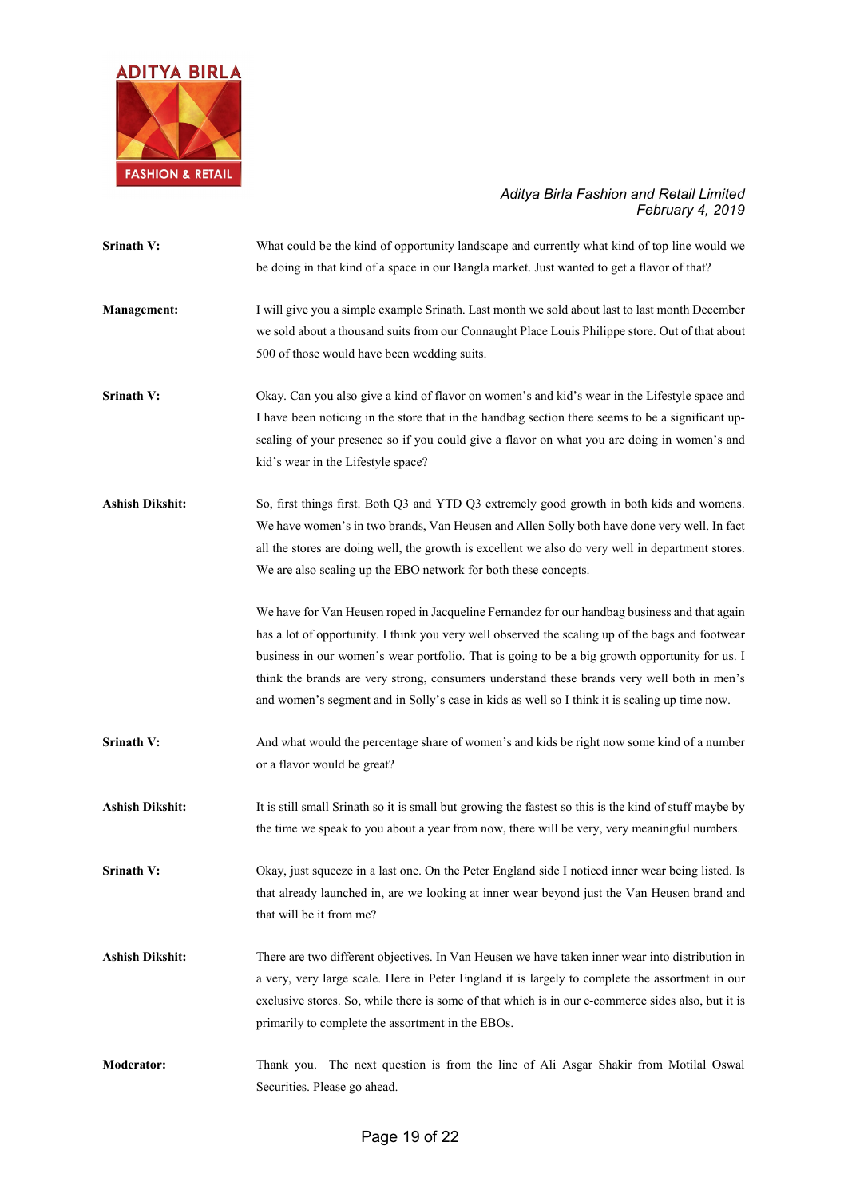**Srinath V:** What could be the kind of opportunity landscape and currently what kind of top line would we be doing in that kind of a space in our Bangla market. Just wanted to get a flavor of that?

**Management:** I will give you a simple example Srinath. Last month we sold about last to last month December we sold about a thousand suits from our Connaught Place Louis Philippe store. Out of that about 500 of those would have been wedding suits.

**Srinath V:** Okay. Can you also give a kind of flavor on women's and kid's wear in the Lifestyle space and I have been noticing in the store that in the handbag section there seems to be a significant up-scaling of your presence so if you could give a flavor on what you are doing in women's and kid's wear in the Lifestyle space?

**Ashish Dikshit:** So, first things first. Both Q3 and YTD Q3 extremely good growth in both kids and womens. We have women's in two brands, Van Heusen and Allen Solly both have done very well. In fact all the stores are doing well, the growth is excellent we also do very well in department stores. We are also scaling up the EBO network for both these concepts.

We have for Van Heusen roped in Jacqueline Fernandez for our handbag business and that again has a lot of opportunity. I think you very well observed the scaling up of the bags and footwear business in our women's wear portfolio. That is going to be a big growth opportunity for us. I think the brands are very strong, consumers understand these brands very well both in men's and women's segment and in Solly's case in kids as well so I think it is scaling up time now.

**Srinath V:** And what would the percentage share of women's and kids be right now some kind of a number or a flavor would be great?

**Ashish Dikshit:** It is still small Srinath so it is small but growing the fastest so this is the kind of stuff maybe by the time we speak to you about a year from now, there will be very, very meaningful numbers.

**Srinath V:** Okay, just squeeze in a last one. On the Peter England side I noticed inner wear being listed. Is that already launched in, are we looking at inner wear beyond just the Van Heusen brand and that will be it from me?

**Ashish Dikshit:** There are two different objectives. In Van Heusen we have taken inner wear into distribution in a very, very large scale. Here in Peter England it is largely to complete the assortment in our exclusive stores. So, while there is some of that which is in our e-commerce sides also, but it is primarily to complete the assortment in the EBOs.

**Moderator:** Thank you. The next question is from the line of Ali Asgar Shakir from Motilal Oswal Securities. Please go ahead.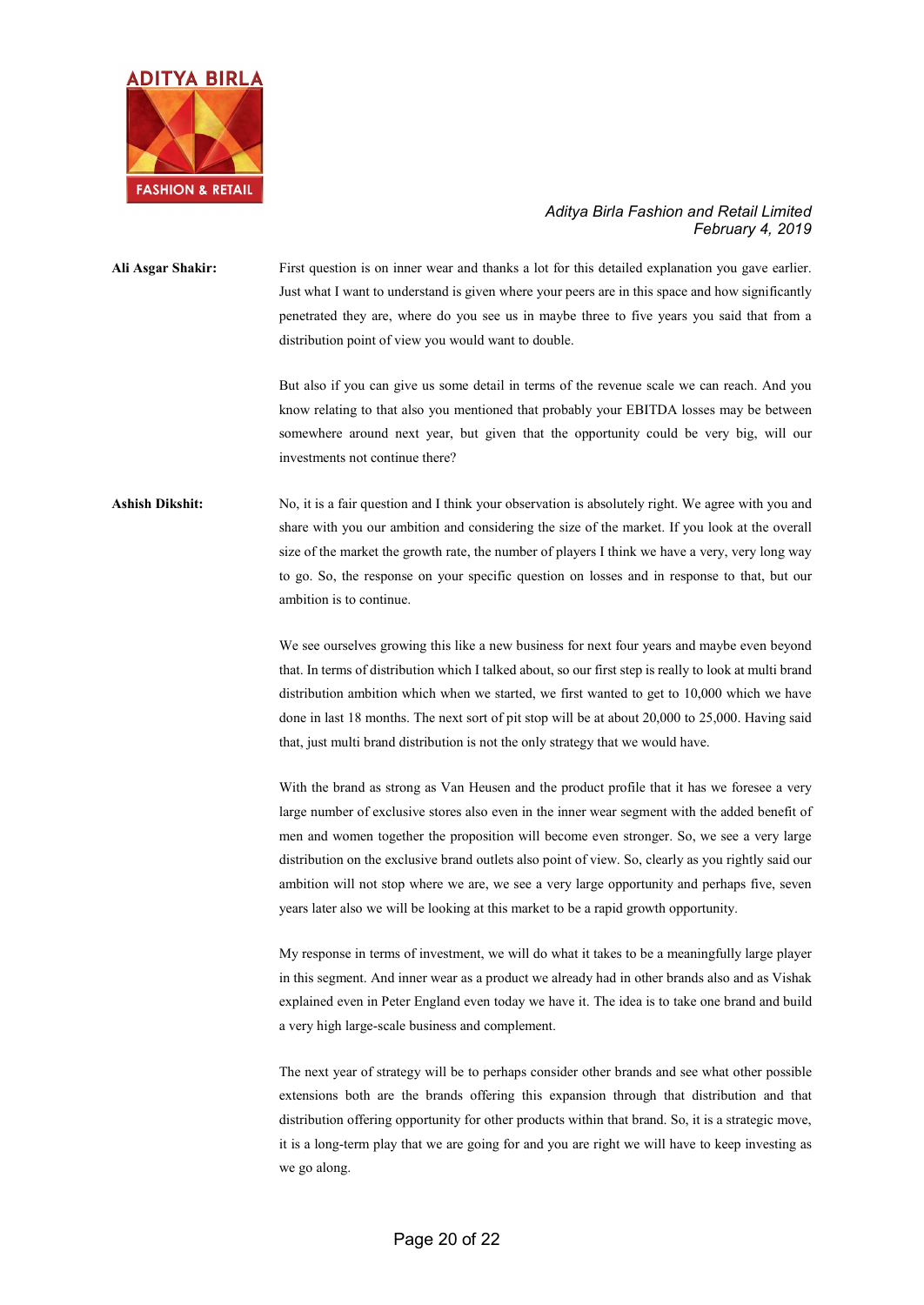**Ali Asgar Shakir:** First question is on inner wear and thanks a lot for this detailed explanation you gave earlier. Just what I want to understand is given where your peers are in this space and how significantly penetrated they are, where do you see us in maybe three to five years you said that from a distribution point of view you would want to double.

But also if you can give us some detail in terms of the revenue scale we can reach. And you know relating to that also you mentioned that probably your EBITDA losses may be between somewhere around next year, but given that the opportunity could be very big, will our investments not continue there?

**Ashish Dikshit:** No, it is a fair question and I think your observation is absolutely right. We agree with you and share with you our ambition and considering the size of the market. If you look at the overall size of the market the growth rate, the number of players I think we have a very, very long way to go. So, the response on your specific question on losses and in response to that, but our ambition is to continue.

We see ourselves growing this like a new business for next four years and maybe even beyond that. In terms of distribution which I talked about, so our first step is really to look at multi brand distribution ambition which when we started, we first wanted to get to 10,000 which we have done in last 18 months. The next sort of pit stop will be at about 20,000 to 25,000. Having said that, just multi brand distribution is not the only strategy that we would have.

With the brand as strong as Van Heusen and the product profile that it has we foresee a very large number of exclusive stores also even in the inner wear segment with the added benefit of men and women together the proposition will become even stronger. So, we see a very large distribution on the exclusive brand outlets also point of view. So, clearly as you rightly said our ambition will not stop where we are, we see a very large opportunity and perhaps five, seven years later also we will be looking at this market to be a rapid growth opportunity.

My response in terms of investment, we will do what it takes to be a meaningfully large player in this segment. And inner wear as a product we already had in other brands also and as Vishak explained even in Peter England even today we have it. The idea is to take one brand and build a very high large-scale business and complement.

The next year of strategy will be to perhaps consider other brands and see what other possible extensions both are the brands offering this expansion through that distribution and that distribution offering opportunity for other products within that brand. So, it is a strategic move, it is a long-term play that we are going for and you are right we will have to keep investing as we go along.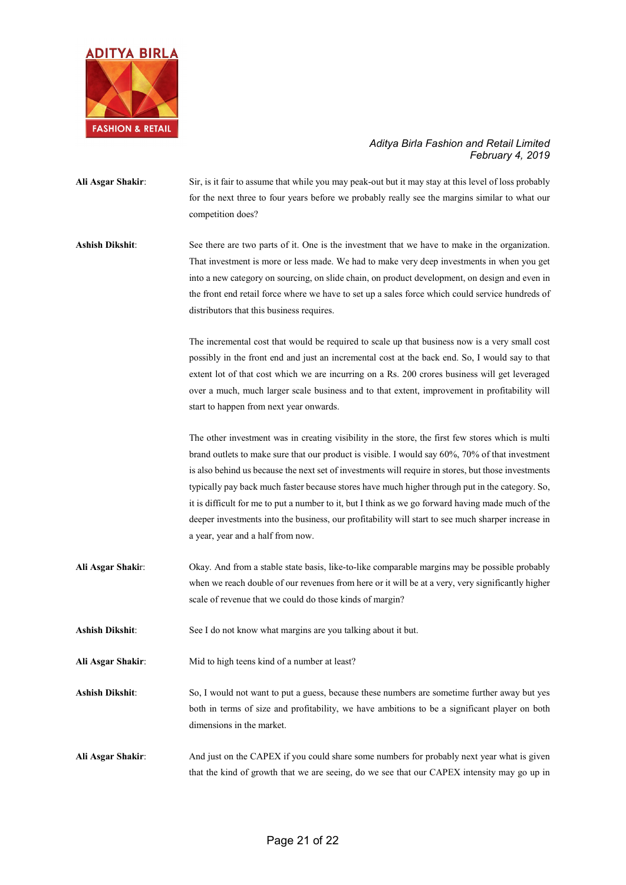**Ali Asgar Shakir**: Sir, is it fair to assume that while you may peak-out but it may stay at this level of loss probably for the next three to four years before we probably really see the margins similar to what our competition does?

**Ashish Dikshit**: See there are two parts of it. One is the investment that we have to make in the organization. That investment is more or less made. We had to make very deep investments in when you get into a new category on sourcing, on slide chain, on product development, on design and even in the front end retail force where we have to set up a sales force which could service hundreds of distributors that this business requires.

The incremental cost that would be required to scale up that business now is a very small cost possibly in the front end and just an incremental cost at the back end. So, I would say to that extent lot of that cost which we are incurring on a Rs. 200 crores business will get leveraged over a much, much larger scale business and to that extent, improvement in profitability will start to happen from next year onwards.

The other investment was in creating visibility in the store, the first few stores which is multi brand outlets to make sure that our product is visible. I would say 60%, 70% of that investment is also behind us because the next set of investments will require in stores, but those investments typically pay back much faster because stores have much higher through put in the category. So, it is difficult for me to put a number to it, but I think as we go forward having made much of the deeper investments into the business, our profitability will start to see much sharper increase in a year, year and a half from now.

**Ali Asgar Shakir**: Okay. And from a stable state basis, like-to-like comparable margins may be possible probably when we reach double of our revenues from here or it will be at a very, very significantly higher scale of revenue that we could do those kinds of margin?

**Ashish Dikshit**: See I do not know what margins are you talking about it but.

**Ali Asgar Shakir**: Mid to high teens kind of a number at least?

**Ashish Dikshit**: So, I would not want to put a guess, because these numbers are sometime further away but yes both in terms of size and profitability, we have ambitions to be a significant player on both dimensions in the market.

**Ali Asgar Shakir**: And just on the CAPEX if you could share some numbers for probably next year what is given that the kind of growth that we are seeing, do we see that our CAPEX intensity may go up in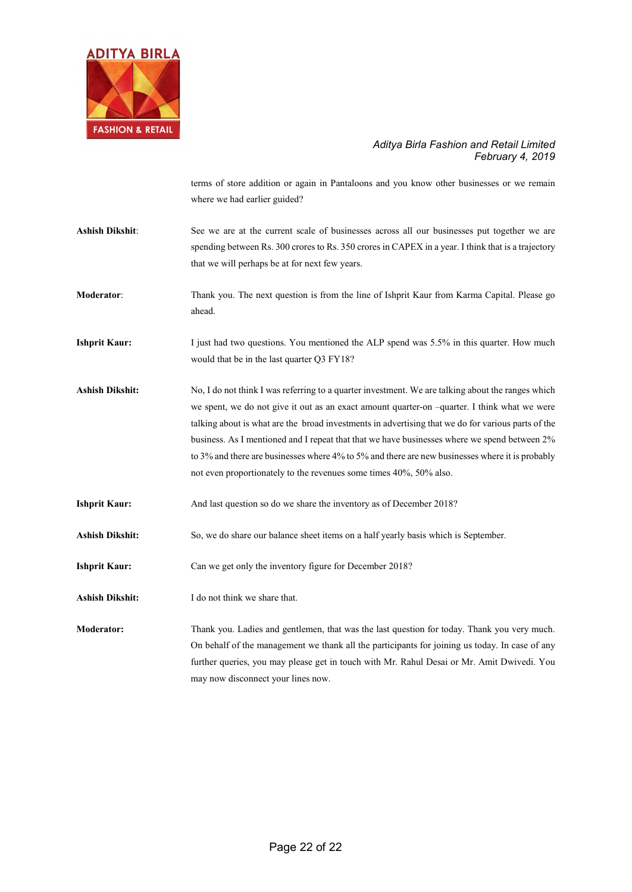terms of store addition or again in Pantaloons and you know other businesses or we remain where we had earlier guided?

**Ashish Dikshit**: See we are at the current scale of businesses across all our businesses put together we are spending between Rs. 300 crores to Rs. 350 crores in CAPEX in a year. I think that is a trajectory that we will perhaps be at for next few years.

**Moderator**: Thank you. The next question is from the line of Ishprit Kaur from Karma Capital. Please go ahead.

**Ishprit Kaur:** I just had two questions. You mentioned the ALP spend was 5.5% in this quarter. How much would that be in the last quarter Q3 FY18?

**Ashish Dikshit:** No, I do not think I was referring to a quarter investment. We are talking about the ranges which we spent, we do not give it out as an exact amount quarter-on –quarter. I think what we were talking about is what are the broad investments in advertising that we do for various parts of the business. As I mentioned and I repeat that that we have businesses where we spend between 2% to 3% and there are businesses where 4% to 5% and there are new businesses where it is probably not even proportionately to the revenues some times 40%, 50% also.

**Ishprit Kaur:** And last question so do we share the inventory as of December 2018?

**Ashish Dikshit:** So, we do share our balance sheet items on a half yearly basis which is September.

**Ishprit Kaur:** Can we get only the inventory figure for December 2018?

**Ashish Dikshit:** I do not think we share that.

**Moderator:** Thank you. Ladies and gentlemen, that was the last question for today. Thank you very much. On behalf of the management we thank all the participants for joining us today. In case of any further queries, you may please get in touch with Mr. Rahul Desai or Mr. Amit Dwivedi. You may now disconnect your lines now.